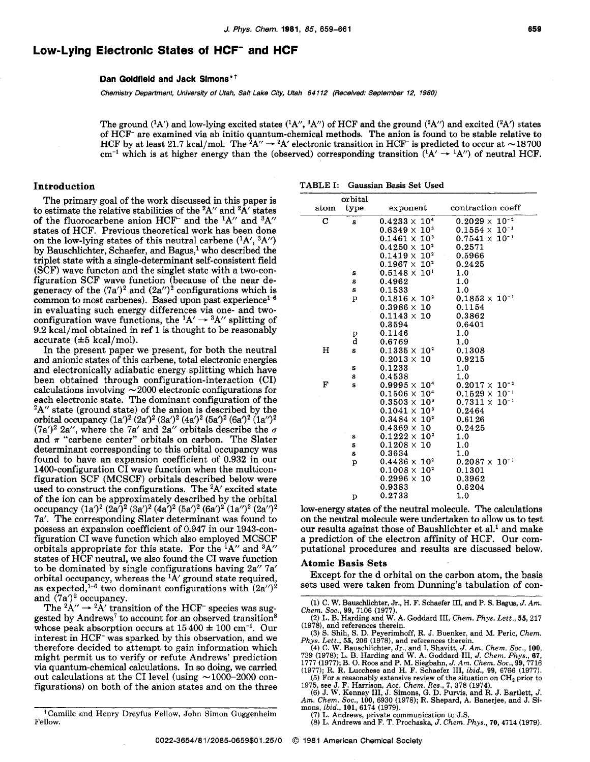# Low-Lying Electronic States of $HCF^-$ and HCF

**Dan Goldfield and Jack Simons**[*†]

*Chemistry Department, University of Utah, Salt Lake City, Utah 84112 (Received: September 12, 1980)*

The ground ($^1A'$) and low-lying excited states ($^1A''$, $^3A''$) of HCF and the ground ($^2A''$) and excited ($^2A'$) states of $HCF^-$ are examined via ab initio quantum-chemical methods. The anion is found to be stable relative to HCF by at least 21.7 kcal/mol. The $^2A'' \rightarrow {}^2A'$ electronic transition in $HCF^-$ is predicted to occur at ~18 700 cm$^{-1}$ which is at higher energy than the (observed) corresponding transition ($^1A' \rightarrow {}^1A''$) of neutral HCF.

## Introduction

The primary goal of the work discussed in this paper is to estimate the relative stabilities of the $^2A''$ and $^2A'$ states of the fluorocarbene anion $HCF^-$ and the $^1A''$ and $^3A''$ states of HCF. Previous theoretical work has been done on the low-lying states of this neutral carbene ($^1A'$, $^3A''$) by Bauschlichter, Schaefer, and Bagus,[1] who described the triplet state with a single-determinant self-consistent field (SCF) wave functon and the singlet state with a two-configuration SCF wave function (because of the near degeneracy of the $(7a')^2$ and $(2a'')^2$ configurations which is common to most carbenes). Based upon past experience[1-6] in evaluating such energy differences via one- and two-configuration wave functions, the $^1A' \rightarrow {}^3A''$ splitting of 9.2 kcal/mol obtained in ref 1 is thought to be reasonably accurate (±5 kcal/mol).

In the present paper we present, for both the neutral and anionic states of this carbene, total electronic energies and electronically adiabatic energy splitting which have been obtained through configuration-interaction (CI) calculations involving ~2000 electronic configurations for each electronic state. The dominant configuration of the $^2A''$ state (ground state) of the anion is described by the orbital occupancy $(1a')^2 (2a')^2 (3a')^2 (4a')^2 (5a')^2 (6a')^2 (1a'')^2 (7a')^2\, 2a''$, where the $7a'$ and $2a''$ orbitals describe the $\sigma$ and $\pi$ "carbene center" orbitals on carbon. The Slater determinant corresponding to this orbital occupancy was found to have an expansion coefficient of 0.932 in our 1400-configuration CI wave function when the multiconfiguration SCF (MCSCF) orbitals described below were used to construct the configurations. The $^2A'$ excited state of the ion can be approximately described by the orbital occupancy $(1a')^2 (2a')^2 (3a')^2 (4a')^2 (5a')^2 (6a')^2 (1a'')^2 (2a'')^2\, 7a'$. The corresponding Slater determinant was found to possess an expansion coefficient of 0.947 in our 1943-configuration CI wave function which also employed MCSCF orbitals appropriate for this state. For the $^1A''$ and $^3A''$ states of HCF neutral, we also found the CI wave function to be dominated by single configurations having $2a''\, 7a'$ orbital occupancy, whereas the $^1A'$ ground state required, as expected,[1-6] two dominant configurations with $(2a'')^2$ and $(7a')^2$ occupancy.

The $^2A'' \rightarrow {}^2A'$ transition of the $HCF^-$ species was suggested by Andrews[7] to account for an observed transition[8] whose peak absorption occurs at 15 400 ± 100 cm$^{-1}$. Our interest in $HCF^-$ was sparked by this observation, and we therefore decided to attempt to gain information which might permit us to verify or refute Andrews' prediction via quantum-chemical calculations. In so doing, we carried out calculations at the CI level (using ~1000–2000 configurations) on both of the anion states and on the three low-energy states of the neutral molecule. The calculations on the neutral molecule were undertaken to allow us to test our results against those of Baushlichter et al.[1] and make a prediction of the electron affinity of HCF. Our computational procedures and results are discussed below.

TABLE I: Gaussian Basis Set Used

| atom | orbital type | exponent | contraction coeff |
|---|---|---|---|
| C | s | $0.4233 \times 10^4$ | $0.2029 \times 10^{-2}$ |
| | | $0.6349 \times 10^3$ | $0.1554 \times 10^{-1}$ |
| | | $0.1461 \times 10^3$ | $0.7541 \times 10^{-1}$ |
| | | $0.4250 \times 10^2$ | 0.2571 |
| | | $0.1419 \times 10^2$ | 0.5966 |
| | | $0.1967 \times 10^2$ | 0.2425 |
| | s | $0.5148 \times 10^1$ | 1.0 |
| | s | 0.4962 | 1.0 |
| | s | 0.1533 | 1.0 |
| | p | $0.1816 \times 10^2$ | $0.1853 \times 10^{-1}$ |
| | | $0.3986 \times 10$ | 0.1154 |
| | | $0.1143 \times 10$ | 0.3862 |
| | | 0.3594 | 0.6401 |
| | p | 0.1146 | 1.0 |
| | d | 0.6769 | 1.0 |
| H | s | $0.1335 \times 10^2$ | 0.1308 |
| | | $0.2013 \times 10$ | 0.9215 |
| | s | 0.1233 | 1.0 |
| | s | 0.4538 | 1.0 |
| F | s | $0.9995 \times 10^4$ | $0.2017 \times 10^{-2}$ |
| | | $0.1506 \times 10^4$ | $0.1529 \times 10^{-1}$ |
| | | $0.3503 \times 10^3$ | $0.7311 \times 10^{-1}$ |
| | | $0.1041 \times 10^3$ | 0.2464 |
| | | $0.3484 \times 10^2$ | 0.6126 |
| | | $0.4369 \times 10$ | 0.2425 |
| | s | $0.1222 \times 10^2$ | 1.0 |
| | s | $0.1208 \times 10$ | 1.0 |
| | s | 0.3634 | 1.0 |
| | p | $0.4436 \times 10^2$ | $0.2087 \times 10^{-1}$ |
| | | $0.1008 \times 10^2$ | 0.1301 |
| | | $0.2996 \times 10$ | 0.3962 |
| | | 0.9383 | 0.6204 |
| | p | 0.2733 | 1.0 |

## Atomic Basis Sets

Except for the d orbital on the carbon atom, the basis sets used were taken from Dunning's tabulation of con-

(1) C. W. Bauschlichter, Jr., H. F. Schaefer III, and P. S. Bagus, *J. Am. Chem. Soc.*, **99**, 7106 (1977).
(2) L. B. Harding and W. A. Goddard III, *Chem. Phys. Lett.*, **55**, 217 (1978), and references therein.
(3) S. Shih, S. D. Peyerimhoff, R. J. Buenker, and M. Peric, *Chem. Phys. Lett.*, **55**, 206 (1978), and references therein.
(4) C. W. Bauschlichter, Jr., and I. Shavitt, *J. Am. Chem. Soc.*, **100**, 739 (1978); L. B. Harding and W. A. Goddard III, *J. Chem. Phys.*, **67**, 1777 (1977); B. O. Roos and P. M. Siegbahn, *J. Am. Chem. Soc.*, **99**, 7716 (1977); R. R. Lucchese and H. F. Schaefer III, *ibid.*, **99**, 6766 (1977).
(5) For a reasonably extensive review of the situation on $CH_2$ prior to 1975, see J. F. Harrison, *Acc. Chem. Res.*, **7**, 378 (1974).
(6) J. W. Kenney III, J. Simons, G. D. Purvis, and R. J. Bartlett, *J. Am. Chem. Soc.*, **100**, 6930 (1978); R. Shepard, A. Banerjee, and J. Simons, *ibid.*, **101**, 6174 (1979).
(7) L. Andrews, private communication to J.S.
(8) L. Andrews and F. T. Prochaska, *J. Chem. Phys.*, **70**, 4714 (1979).

† Camille and Henry Dreyfus Fellow, John Simon Guggenheim Fellow.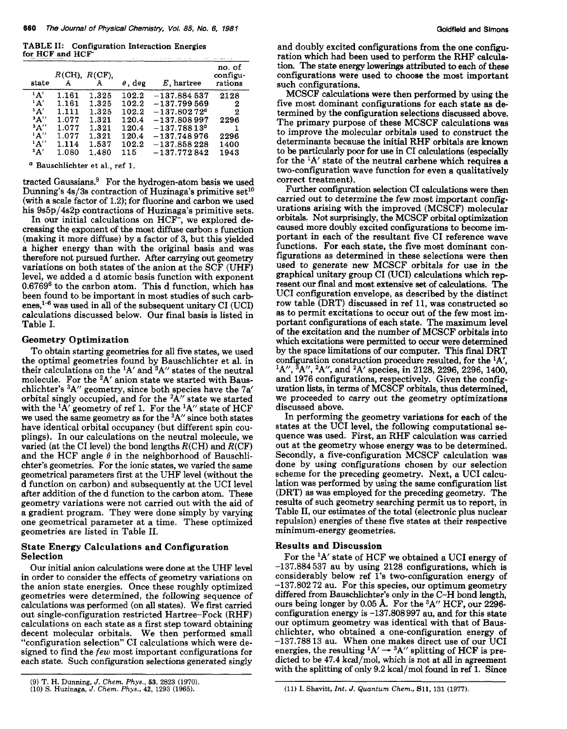**TABLE II: Configuration Interaction Energies for HCF and $HCF^-$**

| state | $R$(CH), Å | $R$(CF), Å | $\theta$, deg | $E$, hartree | no. of configurations |
|---|---|---|---|---|---|
| $^1A'$ | 1.161 | 1.325 | 102.2 | −137.884 537 | 2128 |
| $^1A'$ | 1.161 | 1.325 | 102.2 | −137.799 569 | 2 |
| $^1A'$ | 1.111 | 1.325 | 102.2 | −137.802 72[a] | 2 |
| $^3A''$ | 1.077 | 1.321 | 120.4 | −137.808 997 | 2296 |
| $^3A''$ | 1.077 | 1.321 | 120.4 | −137.788 13[a] | 1 |
| $^1A''$ | 1.077 | 1.321 | 120.4 | −137.748 976 | 2296 |
| $^1A''$ | 1.114 | 1.537 | 102.2 | −137.858 228 | 1400 |
| $^2A'$ | 1.080 | 1.480 | 115 | −137.772 842 | 1943 |

[a] Bauschlichter et al., ref 1.

tracted Gaussians.[9] For the hydrogen-atom basis we used Dunning's 4s/3s contraction of Huzinaga's primitive set[10] (with a scale factor of 1.2); for fluorine and carbon we used his 9s5p/4s2p contractions of Huzinaga's primitive sets.

In our initial calculations on $HCF^-$, we explored decreasing the exponent of the most diffuse carbon s function (making it more diffuse) by a factor of 3, but this yielded a higher energy than with the original basis and was therefore not pursued further. After carrying out geometry variations on both states of the anion at the SCF (UHF) level, we added a d atomic basis function with exponent 0.6769[6] to the carbon atom. This d function, which has been found to be important in most studies of such carbenes,[1-6] was used in all of the subsequent unitary CI (UCI) calculations discussed below. Our final basis is listed in Table I.

## Geometry Optimization

To obtain starting geometries for all five states, we used the optimal geometries found by Bauschlichter et al. in their calculations on the $^1A'$ and $^3A''$ states of the neutral molecule. For the $^2A'$ anion state we started with Bauschlichter's $^3A''$ geometry, since both species have the 7a′ orbital singly occupied, and for the $^2A''$ state we started with the $^1A'$ geometry of ref 1. For the $^1A''$ state of HCF we used the same geometry as for the $^3A''$ since both states have identical orbital occupancy (but different spin couplings). In our calculations on the neutral molecule, we varied (at the CI level) the bond lengths $R$(CH) and $R$(CF) and the HCF angle $\theta$ in the neighborhood of Bauschlichter's geometries. For the ionic states, we varied the same geometrical parameters first at the UHF level (without the d function on carbon) and subsequently at the UCI level after addition of the d function to the carbon atom. These geometry variations were not carried out with the aid of a gradient program. They were done simply by varying one geometrical parameter at a time. These optimized geometries are listed in Table II.

## State Energy Calculations and Configuration Selection

Our initial anion calculations were done at the UHF level in order to consider the effects of geometry variations on the anion state energies. Once these roughly optimized geometries were determined, the following sequence of calculations was performed (on all states). We first carried out single-configuration restricted Hartree–Fock (RHF) calculations on each state as a first step toward obtaining decent molecular orbitals. We then performed small "configuration selection" CI calculations which were designed to find the *few* most important configurations for each state. Such configuration selections generated singly and doubly excited configurations from the one configuration which had been used to perform the RHF calculation. The state energy lowerings attributed to each of these configurations were used to choose the most important such configurations.

MCSCF calculations were then performed by using the five most dominant configurations for each state as determined by the configuration selections discussed above. The primary purpose of these MCSCF calculations was to improve the molecular orbitals used to construct the determinants because the initial RHF orbitals are known to be particularly poor for use in CI calculations (especially for the $^1A'$ state of the neutral carbene which requires a two-configuration wave function for even a qualitatively correct treatment).

Further configuration selection CI calculations were then carried out to determine the few most important configurations arising with the improved (MCSCF) molecular orbitals. Not surprisingly, the MCSCF orbital optimization caused more doubly excited configurations to become important in each of the resultant five CI reference wave functions. For each state, the five most dominant configurations as determined in these selections were then used to generate new MCSCF orbitals for use in the graphical unitary group CI (UCI) calculations which represent our final and most extensive set of calculations. The UCI configuration envelope, as described by the distinct row table (DRT) discussed in ref 11, was constructed so as to permit excitations to occur out of the few most important configurations of each state. The maximum level of the excitation and the number of MCSCF orbitals into which excitations were permitted to occur were determined by the space limitations of our computer. This final DRT configuration construction procedure resulted, for the $^1A'$, $^1A''$, $^3A''$, $^2A''$, and $^2A'$ species, in 2128, 2296, 2296, 1400, and 1976 configurations, respectively. Given the configuration lists, in terms of MCSCF orbitals, thus determined, we proceeded to carry out the geometry optimizations discussed above.

In performing the geometry variations for each of the states at the UCI level, the following computational sequence was used. First, an RHF calculation was carried out at the geometry whose energy was to be determined. Secondly, a five-configuration MCSCF calculation was done by using configurations chosen by our selection scheme for the preceding geometry. Next, a UCI calculation was performed by using the same configuration list (DRT) as was employed for the preceding geometry. The results of such geometry searching permit us to report, in Table II, our estimates of the total (electronic plus nuclear repulsion) energies of these five states at their respective minimum-energy geometries.

## Results and Discussion

For the $^1A'$ state of HCF we obtained a UCI energy of −137.884 537 au by using 2128 configurations, which is considerably below ref 1's two-configuration energy of −137.802 72 au. For this species, our optimum geometry differed from Bauschlichter's only in the C–H bond length, ours being longer by 0.05 Å. For the $^3A''$ HCF, our 2296-configuration energy is −137.808 997 au, and for this state our optimum geometry was identical with that of Bauschlichter, who obtained a one-configuration energy of −137.788 13 au. When one makes direct use of our UCI energies, the resulting $^1A' \rightarrow {}^3A''$ splitting of HCF is predicted to be 47.4 kcal/mol, which is not at all in agreement with the splitting of only 9.2 kcal/mol found in ref 1. Since

(9) T. H. Dunning, *J. Chem. Phys.*, **53**, 2823 (1970).
(10) S. Huzinaga, *J. Chem. Phys.*, **42**, 1293 (1965).
(11) I. Shavitt, *Int. J. Quantum Chem.*, **S11**, 131 (1977).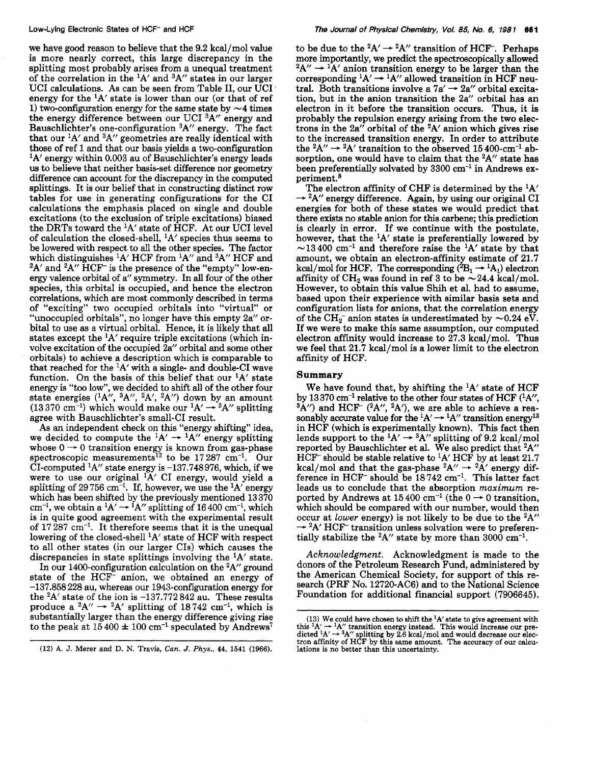we have good reason to believe that the 9.2 kcal/mol value is more nearly correct, this large discrepancy in the splitting most probably arises from a unequal treatment of the correlation in the $^1A'$ and $^3A''$ states in our larger UCI calculations. As can be seen from Table II, our UCI energy for the $^1A'$ state is lower than our (or that of ref 1) two-configuration energy for the same state by ~4 times the energy difference between our UCI $^3A''$ energy and Bauschlichter's one-configuration $^3A''$ energy. The fact that our $^1A'$ and $^3A''$ geometries are really identical with those of ref 1 and that our basis yields a two-configuration $^1A'$ energy within 0.003 au of Bauschlichter's energy leads us to believe that neither basis-set difference nor geometry difference can account for the discrepancy in the computed splittings. It is our belief that in constructing distinct row tables for use in generating configurations for the CI calculations the emphasis placed on single and double excitations (to the exclusion of triple excitations) biased the DRTs toward the $^1A'$ state of HCF. At our UCI level of calculation the closed-shell, $^1A'$ species thus seems to be lowered with respect to all the other species. The factor which distinguishes $^1A'$ HCF from $^1A''$ and $^3A''$ HCF and $^2A'$ and $^2A''$ $HCF^-$ is the presence of the "empty" low-energy valence orbital of a'' symmetry. In all four of the other species, this orbital is occupied, and hence the electron correlations, which are most commonly described in terms of "exciting" two occupied orbitals into "virtual" or "unoccupied orbitals", no longer have this empty 2a'' orbital to use as a virtual orbital. Hence, it is likely that all states except the $^1A'$ require triple excitations (which involve excitation of the occupied 2a'' orbital and some other orbitals) to achieve a description which is comparable to that reached for the $^1A'$ with a single- and double-CI wave function. On the basis of this belief that our $^1A'$ state energy is "too low", we decided to shift all of the other four state energies ($^1A''$, $^3A''$, $^2A'$, $^2A''$) down by an amount (13 370 $cm^{-1}$) which would make our $^1A' \rightarrow {}^3A''$ splitting agree with Bauschlichter's small-CI result.

As an independent check on this "energy shifting" idea, we decided to compute the $^1A' \rightarrow {}^1A''$ energy splitting whose $0 \rightarrow 0$ transition energy is known from gas-phase spectroscopic measurements[12] to be 17 287 $cm^{-1}$. Our CI-computed $^1A''$ state energy is -137.748 976, which, if we were to use our original $^1A'$ CI energy, would yield a splitting of 29 756 $cm^{-1}$. If, however, we use the $^1A'$ energy which has been shifted by the previously mentioned 13 370 $cm^{-1}$, we obtain a $^1A' \rightarrow {}^1A''$ splitting of 16 400 $cm^{-1}$, which is in quite good agreement with the experimental result of 17 287 $cm^{-1}$. It therefore seems that it is the unequal lowering of the closed-shell $^1A'$ state of HCF with respect to all other states (in our larger CIs) which causes the discrepancies in state splittings involving the $^1A'$ state.

In our 1400-configuration calculation on the $^2A''$ ground state of the $HCF^-$ anion, we obtained an energy of -137.858 228 au, whereas our 1943-configuration energy for the $^2A'$ state of the ion is -137.772 842 au. These results produce a $^2A'' \rightarrow {}^2A'$ splitting of 18 742 $cm^{-1}$, which is substantially larger than the energy difference giving rise to the peak at 15 400 ± 100 $cm^{-1}$ speculated by Andrews[7] to be due to the $^2A' \rightarrow {}^2A''$ transition of $HCF^-$. Perhaps more importantly, we predict the spectroscopically allowed $^2A'' \rightarrow {}^1A'$ anion transition energy to be larger than the corresponding $^1A' \rightarrow {}^1A''$ allowed transition in HCF neutral. Both transitions involve a 7a' → 2a'' orbital excitation, but in the anion transition the 2a'' orbital has an electron in it before the transition occurs. Thus, it is probably the repulsion energy arising from the two electrons in the 2a'' orbital of the $^2A'$ anion which gives rise to the increased transition energy. In order to attribute the $^2A'' \rightarrow {}^2A'$ transition to the observed 15 400-$cm^{-1}$ absorption, one would have to claim that the $^2A''$ state has been preferentially solvated by 3300 $cm^{-1}$ in Andrews experiment.[8]

The electron affinity of CHF is determined by the $^1A' \rightarrow {}^2A''$ energy difference. Again, by using our original CI energies for both of these states we would predict that there exists no stable anion for this carbene; this prediction is clearly in error. If we continue with the postulate, however, that the $^1A'$ state is preferentially lowered by ~13 400 $cm^{-1}$ and therefore raise the $^1A'$ state by that amount, we obtain an electron-affinity estimate of 21.7 kcal/mol for HCF. The corresponding ($^2B_1 \rightarrow {}^1A_1$) electron affinity of $CH_2$ was found in ref 3 to be ~24.4 kcal/mol. However, to obtain this value Shih et al. had to assume, based upon their experience with similar basis sets and configuration lists for anions, that the correlation energy of the $CH_2^-$ anion states is underestimated by ~0.24 eV. If we were to make this same assumption, our computed electron affinity would increase to 27.3 kcal/mol. Thus we feel that 21.7 kcal/mol is a lower limit to the electron affinity of HCF.

## Summary

We have found that, by shifting the $^1A'$ state of HCF by 13 370 $cm^{-1}$ relative to the other four states of HCF ($^1A''$, $^3A''$) and $HCF^-$ ($^2A''$, $^2A'$), we are able to achieve a reasonably accurate value for the $^1A' \rightarrow {}^1A''$ transition energy[13] in HCF (which is experimentally known). This fact then lends support to the $^1A' \rightarrow {}^3A''$ splitting of 9.2 kcal/mol reported by Bauschlichter et al. We also predict that $^2A''$ $HCF^-$ should be stable relative to $^1A'$ HCF by at least 21.7 kcal/mol and that the gas-phase $^2A'' \rightarrow {}^2A'$ energy difference in $HCF^-$ should be 18 742 $cm^{-1}$. This latter fact leads us to conclude that the absorption *maximum* reported by Andrews at 15 400 $cm^{-1}$ (the $0 \rightarrow 0$ transition, which should be compared with our number, would then occur at *lower* energy) is not likely to be due to the $^2A'' \rightarrow {}^2A'$ $HCF^-$ transition unless solvation were to preferentially stabilize the $^2A''$ state by more than 3000 $cm^{-1}$.

*Acknowledgment.* Acknowledgment is made to the donors of the Petroleum Research Fund, administered by the American Chemical Society, for support of this research (PRF No. 12720-AC6) and to the National Science Foundation for additional financial support (7906645).

(12) A. J. Merer and D. N. Travis, *Can. J. Phys.*, 44, 1541 (1966).

(13) We could have chosen to shift the $^1A'$ state to give agreement with this $^1A' \rightarrow {}^1A''$ transition energy instead. This would increase our predicted $^1A' \rightarrow {}^3A''$ splitting by 2.6 kcal/mol and would decrease our electron affinity of HCF by this same amount. The accuracy of our calculations is no better than this uncertainty.